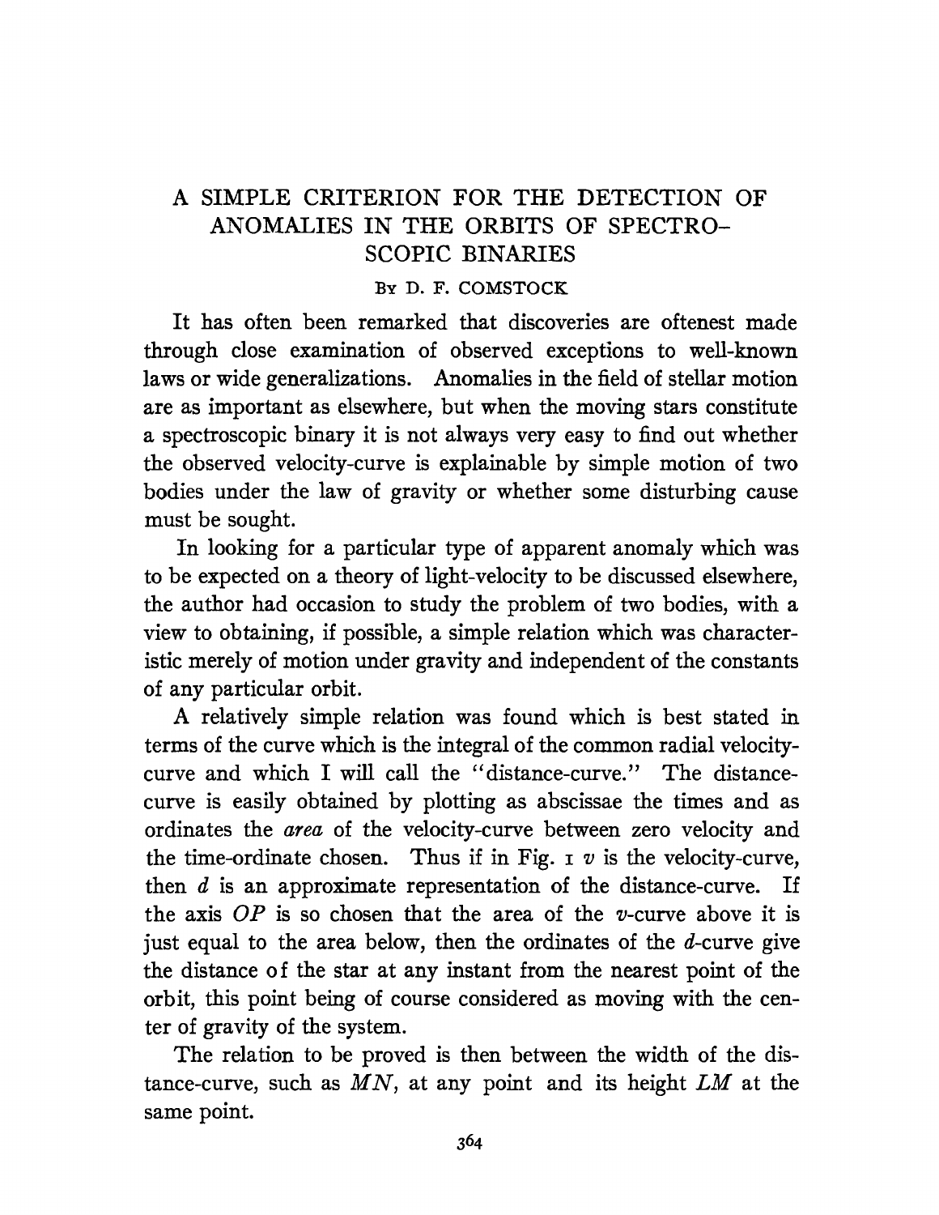# A SIMPLE CRITERION FOR THE DETECTION OF ANOMALIES IN THE ORBITS OF SPECTROSCOPIC BINARIES

By D. F. COMSTOCK

It has often been remarked that discoveries are oftenest made through close examination of observed exceptions to well-known laws or wide generalizations. Anomalies in the field of stellar motion are as important as elsewhere, but when the moving stars constitute a spectroscopic binary it is not always very easy to find out whether the observed velocity-curve is explainable by simple motion of two bodies under the law of gravity or whether some disturbing cause must be sought.

In looking for a particular type of apparent anomaly which was to be expected on a theory of light-velocity to be discussed elsewhere, the author had occasion to study the problem of two bodies, with a view to obtaining, if possible, a simple relation which was characteristic merely of motion under gravity and independent of the constants of any particular orbit.

A relatively simple relation was found which is best stated in terms of the curve which is the integral of the common radial velocity-curve and which I will call the "distance-curve." The distance-curve is easily obtained by plotting as abscissae the times and as ordinates the *area* of the velocity-curve between zero velocity and the time-ordinate chosen. Thus if in Fig. 1 $v$ is the velocity-curve, then $d$ is an approximate representation of the distance-curve. If the axis $OP$ is so chosen that the area of the $v$-curve above it is just equal to the area below, then the ordinates of the $d$-curve give the distance of the star at any instant from the nearest point of the orbit, this point being of course considered as moving with the center of gravity of the system.

The relation to be proved is then between the width of the distance-curve, such as $MN$, at any point and its height $LM$ at the same point.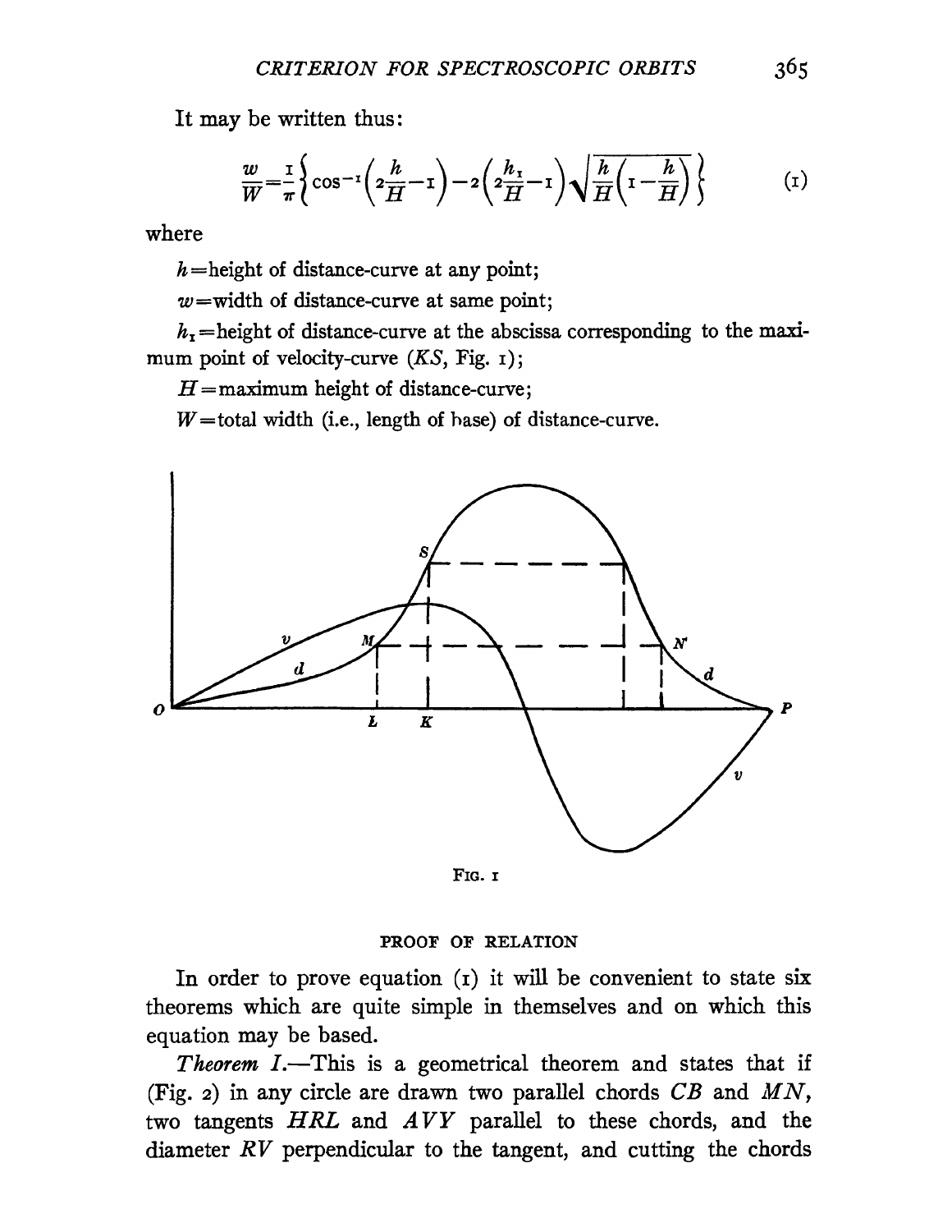It may be written thus:

$$\frac{w}{W}=\frac{1}{\pi}\left\{\cos^{-1}\left(2\frac{h}{H}-1\right)-2\left(2\frac{h_1}{H}-1\right)\sqrt{\frac{h}{H}\left(1-\frac{h}{H}\right)}\right\} \tag{1}$$

where

$h$ = height of distance-curve at any point;

$w$ = width of distance-curve at same point;

$h_1$ = height of distance-curve at the abscissa corresponding to the maximum point of velocity-curve ($KS$, Fig. 1);

$H$ = maximum height of distance-curve;

$W$ = total width (i.e., length of base) of distance-curve.

Fig. 1

#### PROOF OF RELATION

In order to prove equation (1) it will be convenient to state six theorems which are quite simple in themselves and on which this equation may be based.

*Theorem I.*—This is a geometrical theorem and states that if (Fig. 2) in any circle are drawn two parallel chords $CB$ and $MN$, two tangents $HRL$ and $AVY$ parallel to these chords, and the diameter $RV$ perpendicular to the tangent, and cutting the chords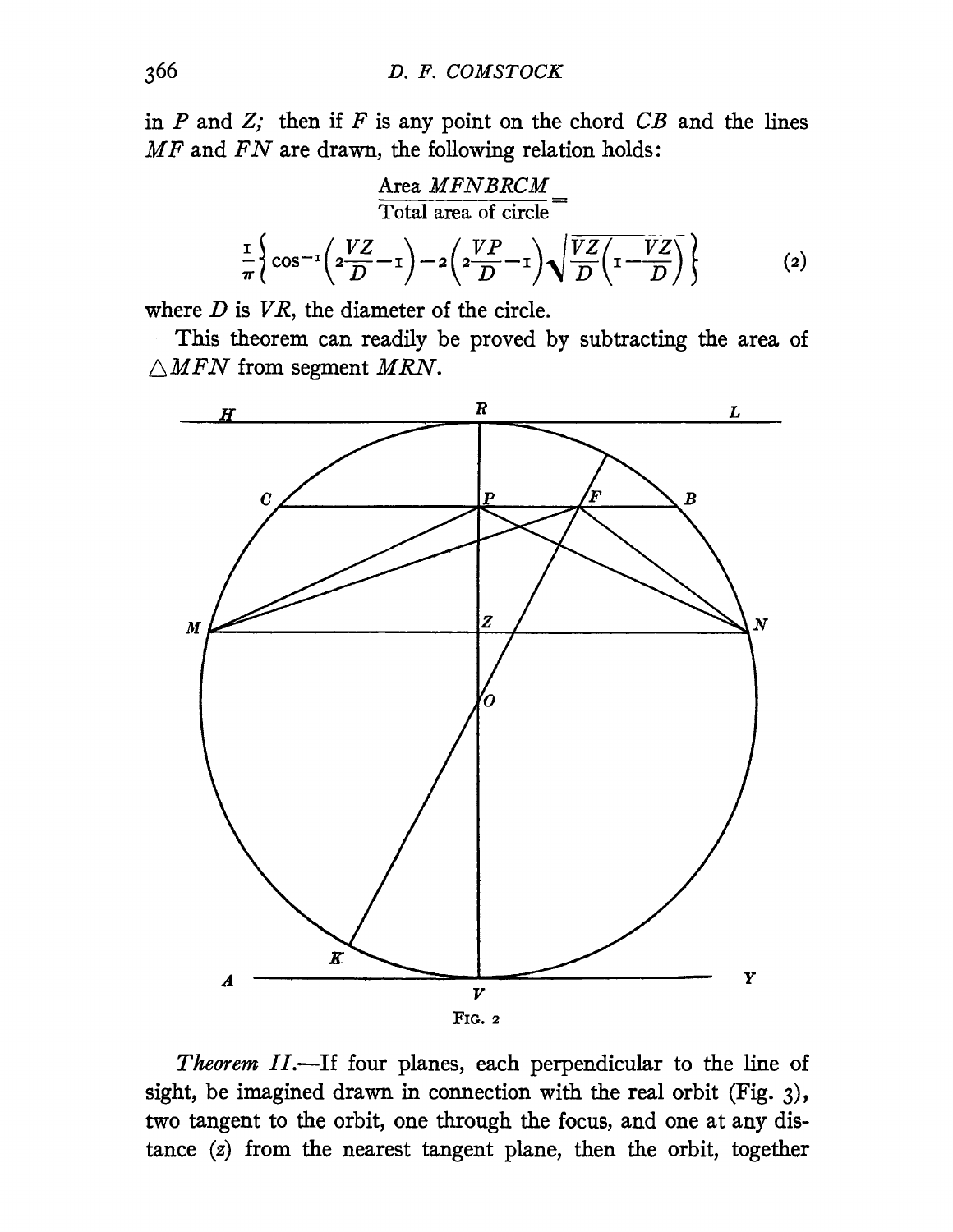in $P$ and $Z$; then if $F$ is any point on the chord $CB$ and the lines $MF$ and $FN$ are drawn, the following relation holds:

$$\frac{\text{Area } MFNBRCM}{\text{Total area of circle}} =$$

$$\frac{1}{\pi}\left\{\cos^{-1}\left(2\frac{VZ}{D}-1\right)-2\left(2\frac{VP}{D}-1\right)\sqrt{\frac{VZ}{D}\left(1-\frac{VZ}{D}\right)}\right\} \tag{2}$$

where $D$ is $VR$, the diameter of the circle.

This theorem can readily be proved by subtracting the area of $\triangle MFN$ from segment $MRN$.

FIG. 2

*Theorem II.*—If four planes, each perpendicular to the line of sight, be imagined drawn in connection with the real orbit (Fig. 3), two tangent to the orbit, one through the focus, and one at any distance ($z$) from the nearest tangent plane, then the orbit, together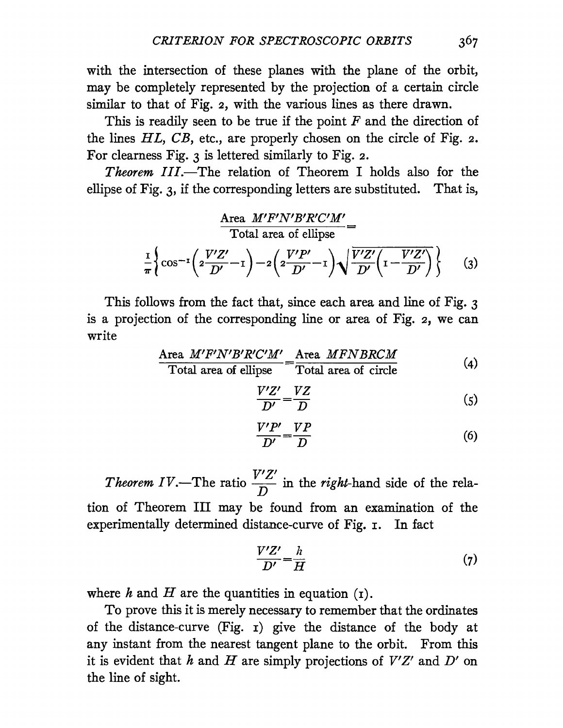with the intersection of these planes with the plane of the orbit, may be completely represented by the projection of a certain circle similar to that of Fig. 2, with the various lines as there drawn.

This is readily seen to be true if the point $F$ and the direction of the lines $HL$, $CB$, etc., are properly chosen on the circle of Fig. 2. For clearness Fig. 3 is lettered similarly to Fig. 2.

*Theorem III.*—The relation of Theorem I holds also for the ellipse of Fig. 3, if the corresponding letters are substituted. That is,

$$\frac{\text{Area } M'F'N'B'R'C'M'}{\text{Total area of ellipse}} = \frac{1}{\pi}\left\{\cos^{-1}\left(2\frac{V'Z'}{D'}-1\right)-2\left(2\frac{V'P'}{D'}-1\right)\sqrt{\frac{V'Z'}{D'}\left(1-\frac{V'Z'}{D'}\right)}\right\} \tag{3}$$

This follows from the fact that, since each area and line of Fig. 3 is a projection of the corresponding line or area of Fig. 2, we can write

$$\frac{\text{Area } M'F'N'B'R'C'M'}{\text{Total area of ellipse}} = \frac{\text{Area } MFNBRCM}{\text{Total area of circle}} \tag{4}$$

$$\frac{V'Z'}{D'} = \frac{VZ}{D} \tag{5}$$

$$\frac{V'P'}{D'} = \frac{VP}{D} \tag{6}$$

*Theorem IV.*—The ratio $\frac{V'Z'}{D}$ in the *right*-hand side of the relation of Theorem III may be found from an examination of the experimentally determined distance-curve of Fig. 1. In fact

$$\frac{V'Z'}{D'} = \frac{h}{H} \tag{7}$$

where $h$ and $H$ are the quantities in equation (1).

To prove this it is merely necessary to remember that the ordinates of the distance-curve (Fig. 1) give the distance of the body at any instant from the nearest tangent plane to the orbit. From this it is evident that $h$ and $H$ are simply projections of $V'Z'$ and $D'$ on the line of sight.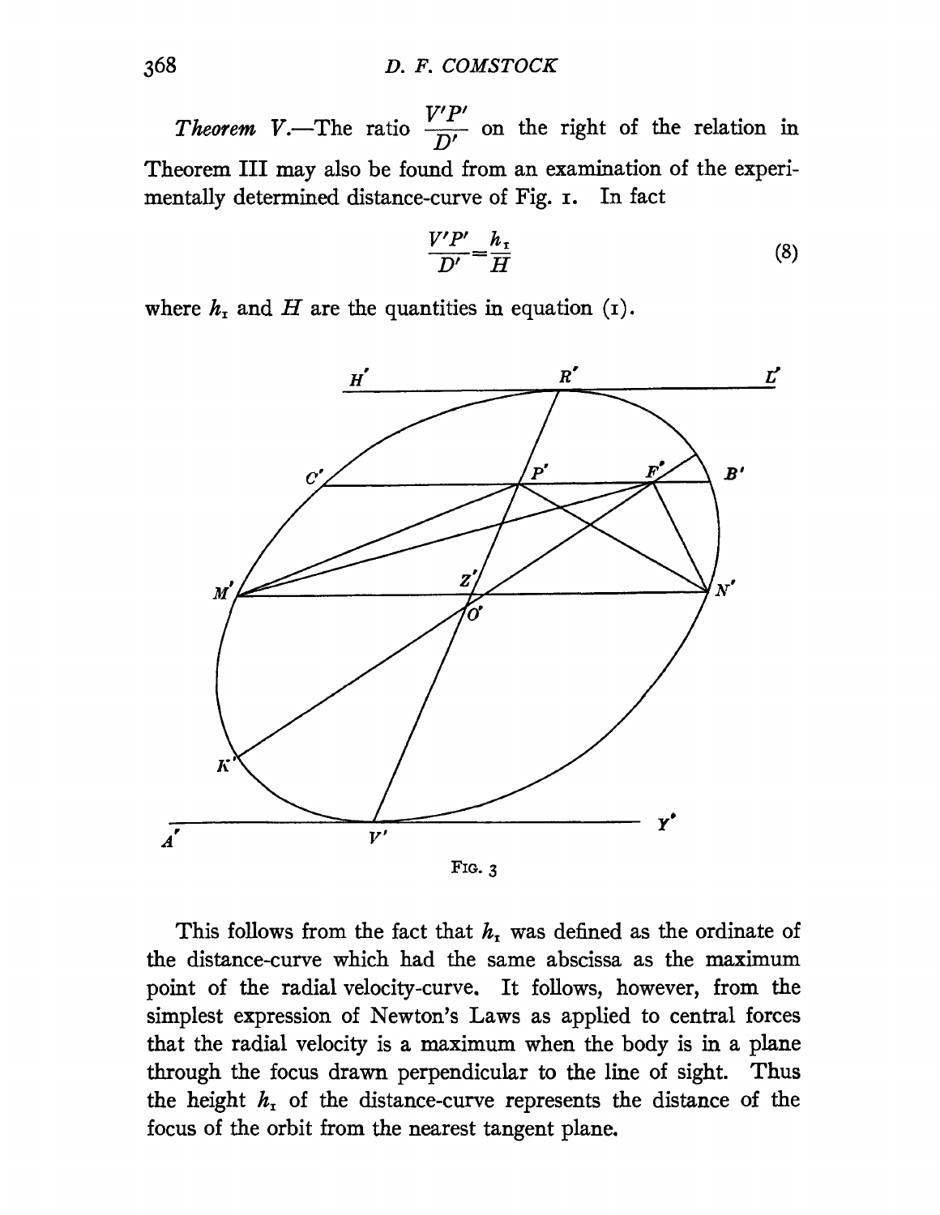*Theorem V.*—The ratio $\frac{V'P'}{D'}$ on the right of the relation in Theorem III may also be found from an examination of the experimentally determined distance-curve of Fig. 1. In fact

$$\frac{V'P'}{D'} = \frac{h_1}{H} \tag{8}$$

where $h_1$ and $H$ are the quantities in equation (1).

Fig. 3

This follows from the fact that $h_1$ was defined as the ordinate of the distance-curve which had the same abscissa as the maximum point of the radial velocity-curve. It follows, however, from the simplest expression of Newton's Laws as applied to central forces that the radial velocity is a maximum when the body is in a plane through the focus drawn perpendicular to the line of sight. Thus the height $h_1$ of the distance-curve represents the distance of the focus of the orbit from the nearest tangent plane.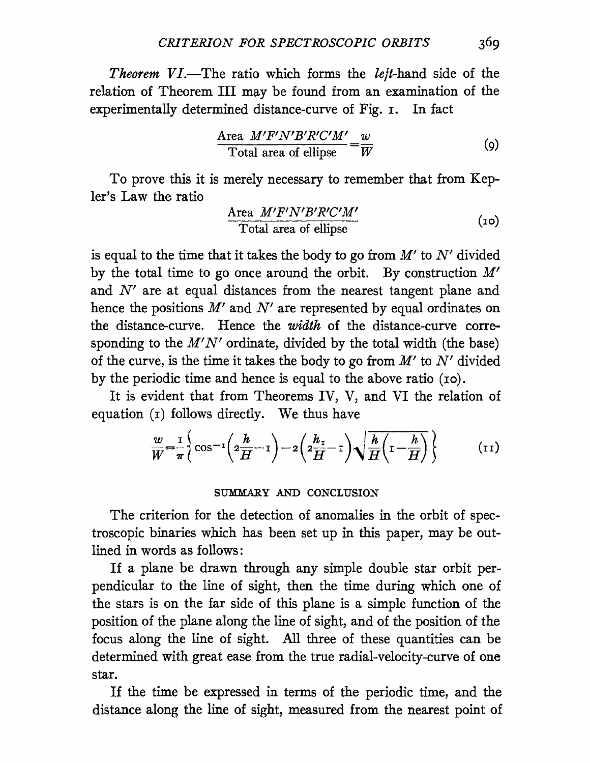*Theorem VI.*—The ratio which forms the *left*-hand side of the relation of Theorem III may be found from an examination of the experimentally determined distance-curve of Fig. 1. In fact

$$\frac{\text{Area } M'F'N'B'R'C'M'}{\text{Total area of ellipse}}=\frac{w}{W} \tag{9}$$

To prove this it is merely necessary to remember that from Kepler's Law the ratio

$$\frac{\text{Area } M'F'N'B'R'C'M'}{\text{Total area of ellipse}} \tag{10}$$

is equal to the time that it takes the body to go from $M'$ to $N'$ divided by the total time to go once around the orbit. By construction $M'$ and $N'$ are at equal distances from the nearest tangent plane and hence the positions $M'$ and $N'$ are represented by equal ordinates on the distance-curve. Hence the *width* of the distance-curve corresponding to the $M'N'$ ordinate, divided by the total width (the base) of the curve, is the time it takes the body to go from $M'$ to $N'$ divided by the periodic time and hence is equal to the above ratio (10).

It is evident that from Theorems IV, V, and VI the relation of equation (1) follows directly. We thus have

$$\frac{w}{W}=\frac{1}{\pi}\left\{\cos^{-1}\left(2\frac{h}{H}-1\right)-2\left(2\frac{h_1}{H}-1\right)\sqrt{\frac{h}{H}\left(1-\frac{h}{H}\right)}\right\} \tag{11}$$

## SUMMARY AND CONCLUSION

The criterion for the detection of anomalies in the orbit of spectroscopic binaries which has been set up in this paper, may be outlined in words as follows:

If a plane be drawn through any simple double star orbit perpendicular to the line of sight, then the time during which one of the stars is on the far side of this plane is a simple function of the position of the plane along the line of sight, and of the position of the focus along the line of sight. All three of these quantities can be determined with great ease from the true radial-velocity-curve of one star.

If the time be expressed in terms of the periodic time, and the distance along the line of sight, measured from the nearest point of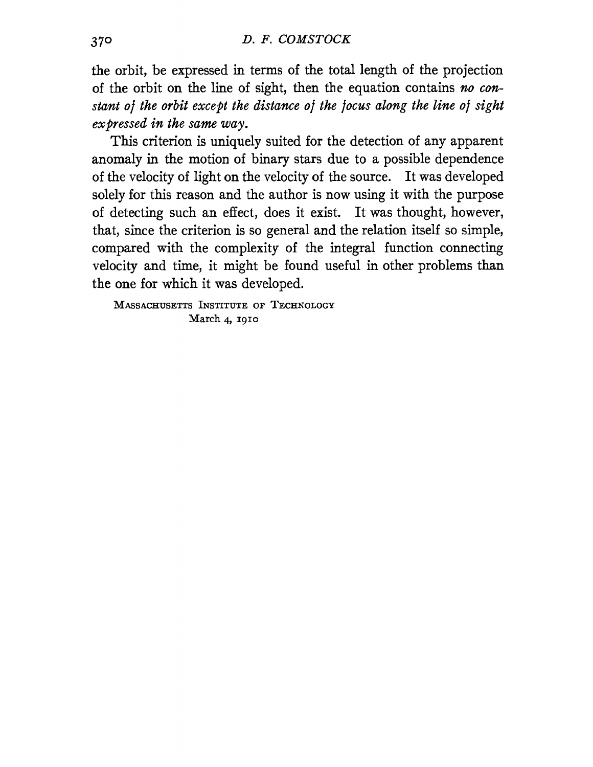the orbit, be expressed in terms of the total length of the projection of the orbit on the line of sight, then the equation contains *no constant of the orbit except the distance of the focus along the line of sight expressed in the same way.*

This criterion is uniquely suited for the detection of any apparent anomaly in the motion of binary stars due to a possible dependence of the velocity of light on the velocity of the source. It was developed solely for this reason and the author is now using it with the purpose of detecting such an effect, does it exist. It was thought, however, that, since the criterion is so general and the relation itself so simple, compared with the complexity of the integral function connecting velocity and time, it might be found useful in other problems than the one for which it was developed.

MASSACHUSETTS INSTITUTE OF TECHNOLOGY
March 4, 1910